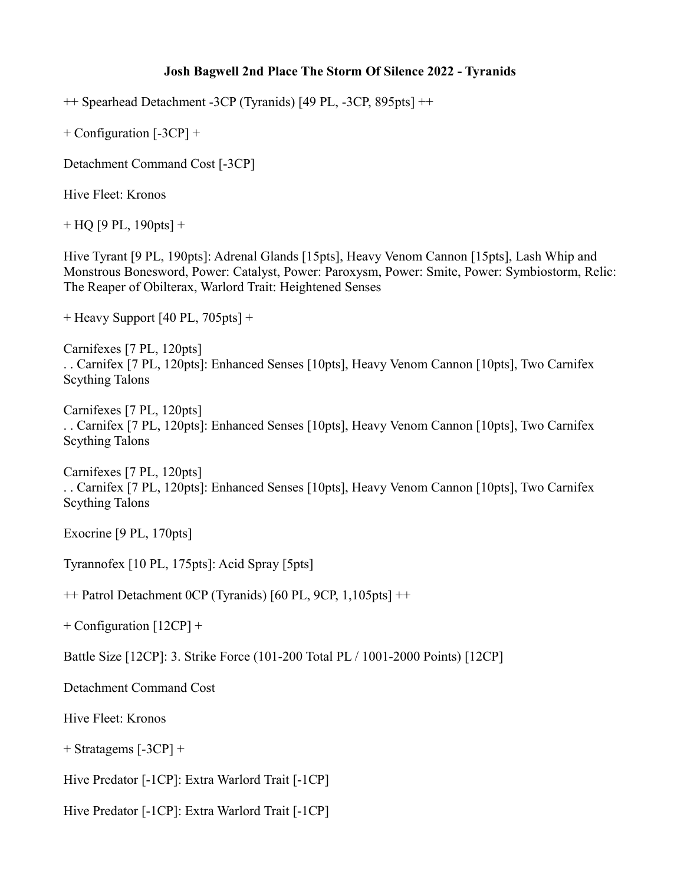**Josh Bagwell 2nd Place The Storm Of Silence 2022 - Tyranids**

++ Spearhead Detachment -3CP (Tyranids) [49 PL, -3CP, 895pts] ++

+ Configuration [-3CP] +

Detachment Command Cost [-3CP]

Hive Fleet: Kronos

+ HQ [9 PL, 190pts] +

Hive Tyrant [9 PL, 190pts]: Adrenal Glands [15pts], Heavy Venom Cannon [15pts], Lash Whip and Monstrous Bonesword, Power: Catalyst, Power: Paroxysm, Power: Smite, Power: Symbiostorm, Relic: The Reaper of Obilterax, Warlord Trait: Heightened Senses

+ Heavy Support [40 PL, 705pts] +

Carnifexes [7 PL, 120pts]
. . Carnifex [7 PL, 120pts]: Enhanced Senses [10pts], Heavy Venom Cannon [10pts], Two Carnifex Scything Talons

Carnifexes [7 PL, 120pts]
. . Carnifex [7 PL, 120pts]: Enhanced Senses [10pts], Heavy Venom Cannon [10pts], Two Carnifex Scything Talons

Carnifexes [7 PL, 120pts]
. . Carnifex [7 PL, 120pts]: Enhanced Senses [10pts], Heavy Venom Cannon [10pts], Two Carnifex Scything Talons

Exocrine [9 PL, 170pts]

Tyrannofex [10 PL, 175pts]: Acid Spray [5pts]

++ Patrol Detachment 0CP (Tyranids) [60 PL, 9CP, 1,105pts] ++

+ Configuration [12CP] +

Battle Size [12CP]: 3. Strike Force (101-200 Total PL / 1001-2000 Points) [12CP]

Detachment Command Cost

Hive Fleet: Kronos

+ Stratagems [-3CP] +

Hive Predator [-1CP]: Extra Warlord Trait [-1CP]

Hive Predator [-1CP]: Extra Warlord Trait [-1CP]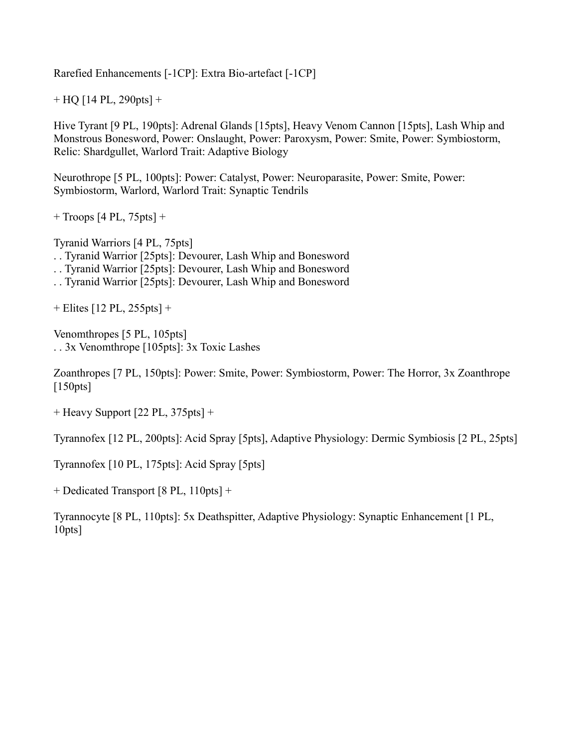Rarefied Enhancements [-1CP]: Extra Bio-artefact [-1CP]

+ HQ [14 PL, 290pts] +

Hive Tyrant [9 PL, 190pts]: Adrenal Glands [15pts], Heavy Venom Cannon [15pts], Lash Whip and Monstrous Bonesword, Power: Onslaught, Power: Paroxysm, Power: Smite, Power: Symbiostorm, Relic: Shardgullet, Warlord Trait: Adaptive Biology

Neurothrope [5 PL, 100pts]: Power: Catalyst, Power: Neuroparasite, Power: Smite, Power: Symbiostorm, Warlord, Warlord Trait: Synaptic Tendrils

+ Troops [4 PL, 75pts] +

Tyranid Warriors [4 PL, 75pts]
. . Tyranid Warrior [25pts]: Devourer, Lash Whip and Bonesword
. . Tyranid Warrior [25pts]: Devourer, Lash Whip and Bonesword
. . Tyranid Warrior [25pts]: Devourer, Lash Whip and Bonesword

+ Elites [12 PL, 255pts] +

Venomthropes [5 PL, 105pts]
. . 3x Venomthrope [105pts]: 3x Toxic Lashes

Zoanthropes [7 PL, 150pts]: Power: Smite, Power: Symbiostorm, Power: The Horror, 3x Zoanthrope [150pts]

+ Heavy Support [22 PL, 375pts] +

Tyrannofex [12 PL, 200pts]: Acid Spray [5pts], Adaptive Physiology: Dermic Symbiosis [2 PL, 25pts]

Tyrannofex [10 PL, 175pts]: Acid Spray [5pts]

+ Dedicated Transport [8 PL, 110pts] +

Tyrannocyte [8 PL, 110pts]: 5x Deathspitter, Adaptive Physiology: Synaptic Enhancement [1 PL, 10pts]